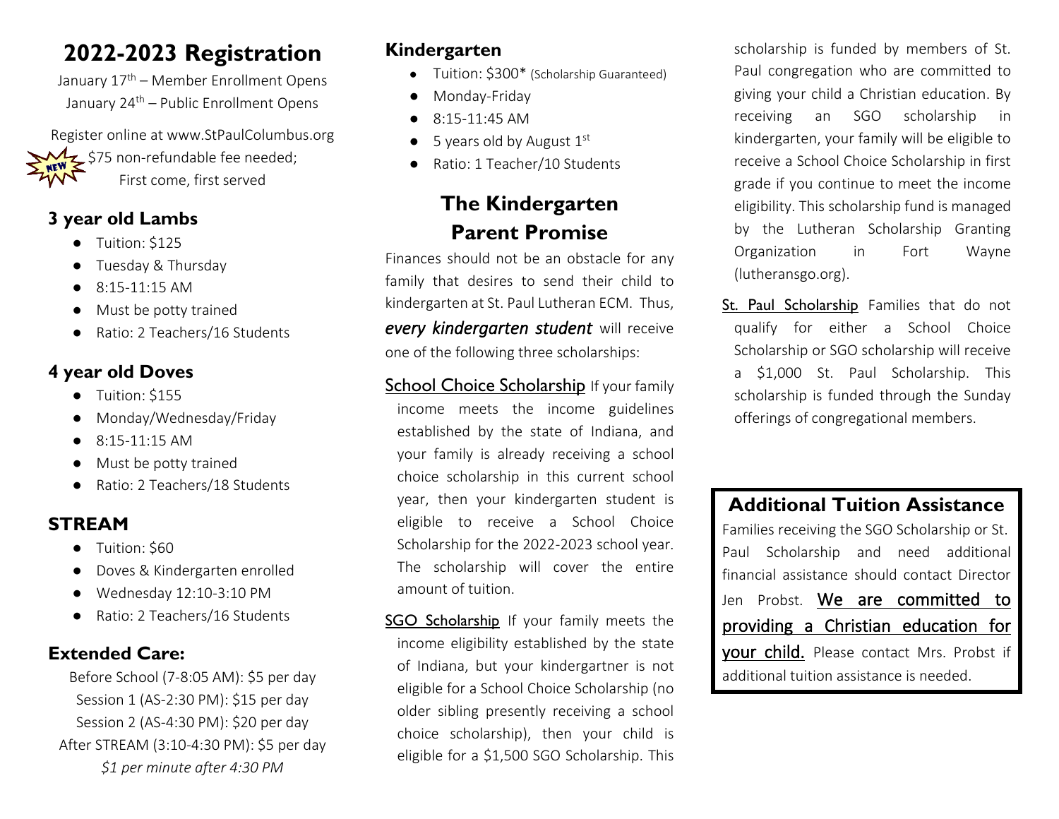# 2022-2023 Registration

January 17th – Member Enrollment Opens

January 24th – Public Enrollment Opens

Register online at www.StPaulColumbus.org

NEW $75 non-refundable fee needed; First come, first served

## 3 year old Lambs

- Tuition: $125
- Tuesday & Thursday
- 8:15-11:15 AM
- Must be potty trained
- Ratio: 2 Teachers/16 Students

## 4 year old Doves

- Tuition: $155
- Monday/Wednesday/Friday
- 8:15-11:15 AM
- Must be potty trained
- Ratio: 2 Teachers/18 Students

## STREAM

- Tuition: $60
- Doves & Kindergarten enrolled
- Wednesday 12:10-3:10 PM
- Ratio: 2 Teachers/16 Students

## Extended Care:

Before School (7-8:05 AM): $5 per day

Session 1 (AS-2:30 PM): $15 per day

Session 2 (AS-4:30 PM): $20 per day

After STREAM (3:10-4:30 PM): $5 per day

*$1 per minute after 4:30 PM*

## Kindergarten

- Tuition: $300* (Scholarship Guaranteed)
- Monday-Friday
- 8:15-11:45 AM
- 5 years old by August 1st
- Ratio: 1 Teacher/10 Students

## The Kindergarten Parent Promise

Finances should not be an obstacle for any family that desires to send their child to kindergarten at St. Paul Lutheran ECM. Thus, ***every kindergarten student*** will receive one of the following three scholarships:

<u>School Choice Scholarship</u> If your family income meets the income guidelines established by the state of Indiana, and your family is already receiving a school choice scholarship in this current school year, then your kindergarten student is eligible to receive a School Choice Scholarship for the 2022-2023 school year. The scholarship will cover the entire amount of tuition.

<u>SGO Scholarship</u> If your family meets the income eligibility established by the state of Indiana, but your kindergartner is not eligible for a School Choice Scholarship (no older sibling presently receiving a school choice scholarship), then your child is eligible for a $1,500 SGO Scholarship. This scholarship is funded by members of St. Paul congregation who are committed to giving your child a Christian education. By receiving an SGO scholarship in kindergarten, your family will be eligible to receive a School Choice Scholarship in first grade if you continue to meet the income eligibility. This scholarship fund is managed by the Lutheran Scholarship Granting Organization in Fort Wayne (lutheransgo.org).

<u>St. Paul Scholarship</u> Families that do not qualify for either a School Choice Scholarship or SGO scholarship will receive a $1,000 St. Paul Scholarship. This scholarship is funded through the Sunday offerings of congregational members.

## Additional Tuition Assistance

Families receiving the SGO Scholarship or St. Paul Scholarship and need additional financial assistance should contact Director Jen Probst. <u>We are committed to providing a Christian education for your child.</u> Please contact Mrs. Probst if additional tuition assistance is needed.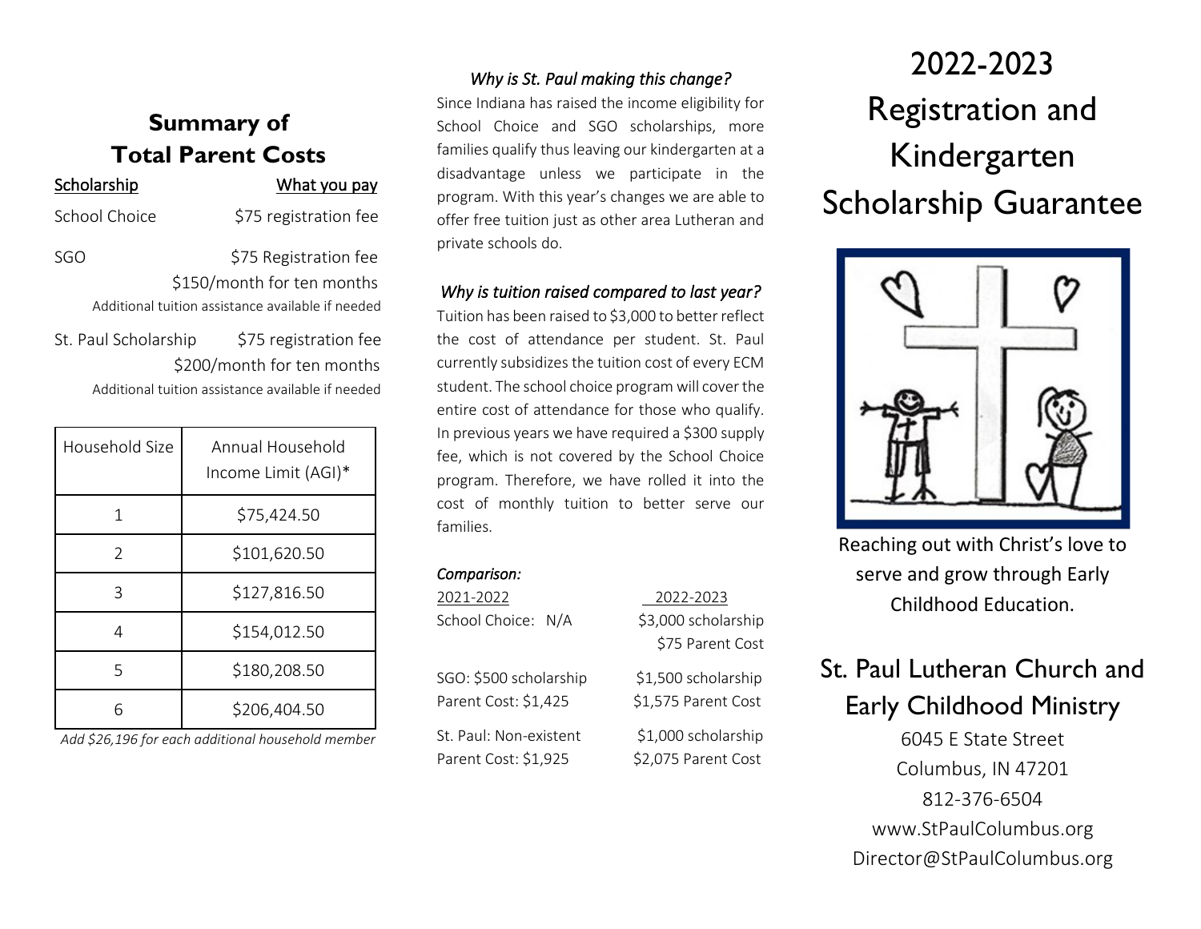## Summary of Total Parent Costs

| Scholarship | What you pay |
|---|---|
| School Choice | $75 registration fee |
| SGO | $75 Registration fee<br>$150/month for ten months<br>Additional tuition assistance available if needed |
| St. Paul Scholarship | $75 registration fee<br>$200/month for ten months<br>Additional tuition assistance available if needed |

| Household Size | Annual Household Income Limit (AGI)* |
|---|---|
| 1 | $75,424.50 |
| 2 | $101,620.50 |
| 3 | $127,816.50 |
| 4 | $154,012.50 |
| 5 | $180,208.50 |
| 6 | $206,404.50 |

*Add $26,196 for each additional household member*

### *Why is St. Paul making this change?*

Since Indiana has raised the income eligibility for School Choice and SGO scholarships, more families qualify thus leaving our kindergarten at a disadvantage unless we participate in the program. With this year's changes we are able to offer free tuition just as other area Lutheran and private schools do.

### *Why is tuition raised compared to last year?*

Tuition has been raised to $3,000 to better reflect the cost of attendance per student. St. Paul currently subsidizes the tuition cost of every ECM student. The school choice program will cover the entire cost of attendance for those who qualify. In previous years we have required a $300 supply fee, which is not covered by the School Choice program. Therefore, we have rolled it into the cost of monthly tuition to better serve our families.

*Comparison:*

| 2021-2022 | 2022-2023 |
|---|---|
| School Choice: N/A | $3,000 scholarship<br>$75 Parent Cost |
| SGO: $500 scholarship<br>Parent Cost: $1,425 | $1,500 scholarship<br>$1,575 Parent Cost |
| St. Paul: Non-existent<br>Parent Cost: $1,925 | $1,000 scholarship<br>$2,075 Parent Cost |

# 2022-2023 Registration and Kindergarten Scholarship Guarantee

Reaching out with Christ's love to serve and grow through Early Childhood Education.

## St. Paul Lutheran Church and Early Childhood Ministry

6045 E State Street
Columbus, IN 47201
812-376-6504
www.StPaulColumbus.org
Director@StPaulColumbus.org